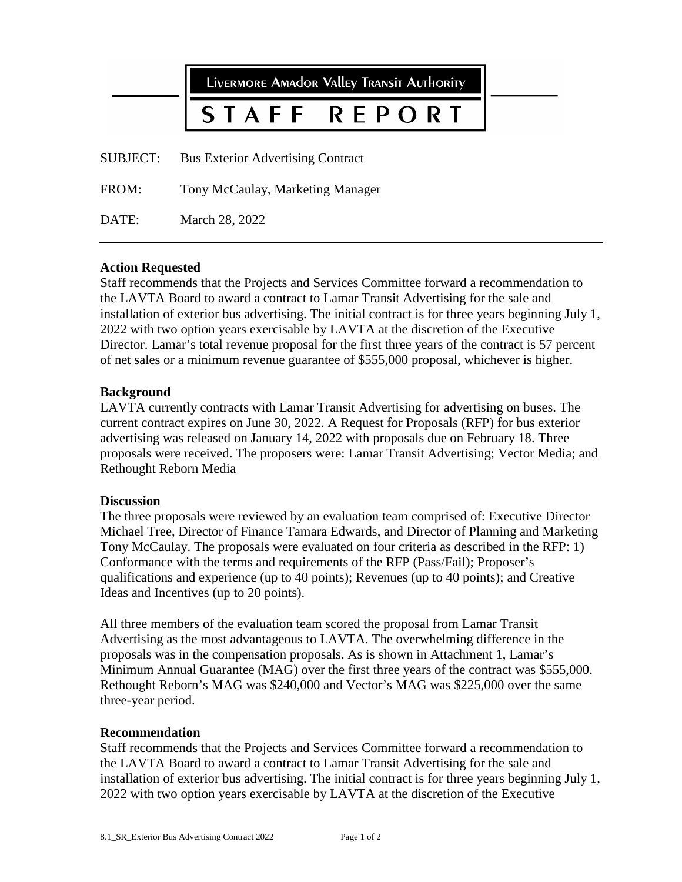# Livermore Amador Valley Transit Authority

# STAFF REPORT

SUBJECT: Bus Exterior Advertising Contract

FROM: Tony McCaulay, Marketing Manager

DATE: March 28, 2022

---

**Action Requested**

Staff recommends that the Projects and Services Committee forward a recommendation to the LAVTA Board to award a contract to Lamar Transit Advertising for the sale and installation of exterior bus advertising. The initial contract is for three years beginning July 1, 2022 with two option years exercisable by LAVTA at the discretion of the Executive Director. Lamar's total revenue proposal for the first three years of the contract is 57 percent of net sales or a minimum revenue guarantee of $555,000 proposal, whichever is higher.

**Background**

LAVTA currently contracts with Lamar Transit Advertising for advertising on buses. The current contract expires on June 30, 2022. A Request for Proposals (RFP) for bus exterior advertising was released on January 14, 2022 with proposals due on February 18. Three proposals were received. The proposers were: Lamar Transit Advertising; Vector Media; and Rethought Reborn Media

**Discussion**

The three proposals were reviewed by an evaluation team comprised of: Executive Director Michael Tree, Director of Finance Tamara Edwards, and Director of Planning and Marketing Tony McCaulay. The proposals were evaluated on four criteria as described in the RFP: 1) Conformance with the terms and requirements of the RFP (Pass/Fail); Proposer's qualifications and experience (up to 40 points); Revenues (up to 40 points); and Creative Ideas and Incentives (up to 20 points).

All three members of the evaluation team scored the proposal from Lamar Transit Advertising as the most advantageous to LAVTA. The overwhelming difference in the proposals was in the compensation proposals. As is shown in Attachment 1, Lamar's Minimum Annual Guarantee (MAG) over the first three years of the contract was $555,000. Rethought Reborn's MAG was $240,000 and Vector's MAG was $225,000 over the same three-year period.

**Recommendation**

Staff recommends that the Projects and Services Committee forward a recommendation to the LAVTA Board to award a contract to Lamar Transit Advertising for the sale and installation of exterior bus advertising. The initial contract is for three years beginning July 1, 2022 with two option years exercisable by LAVTA at the discretion of the Executive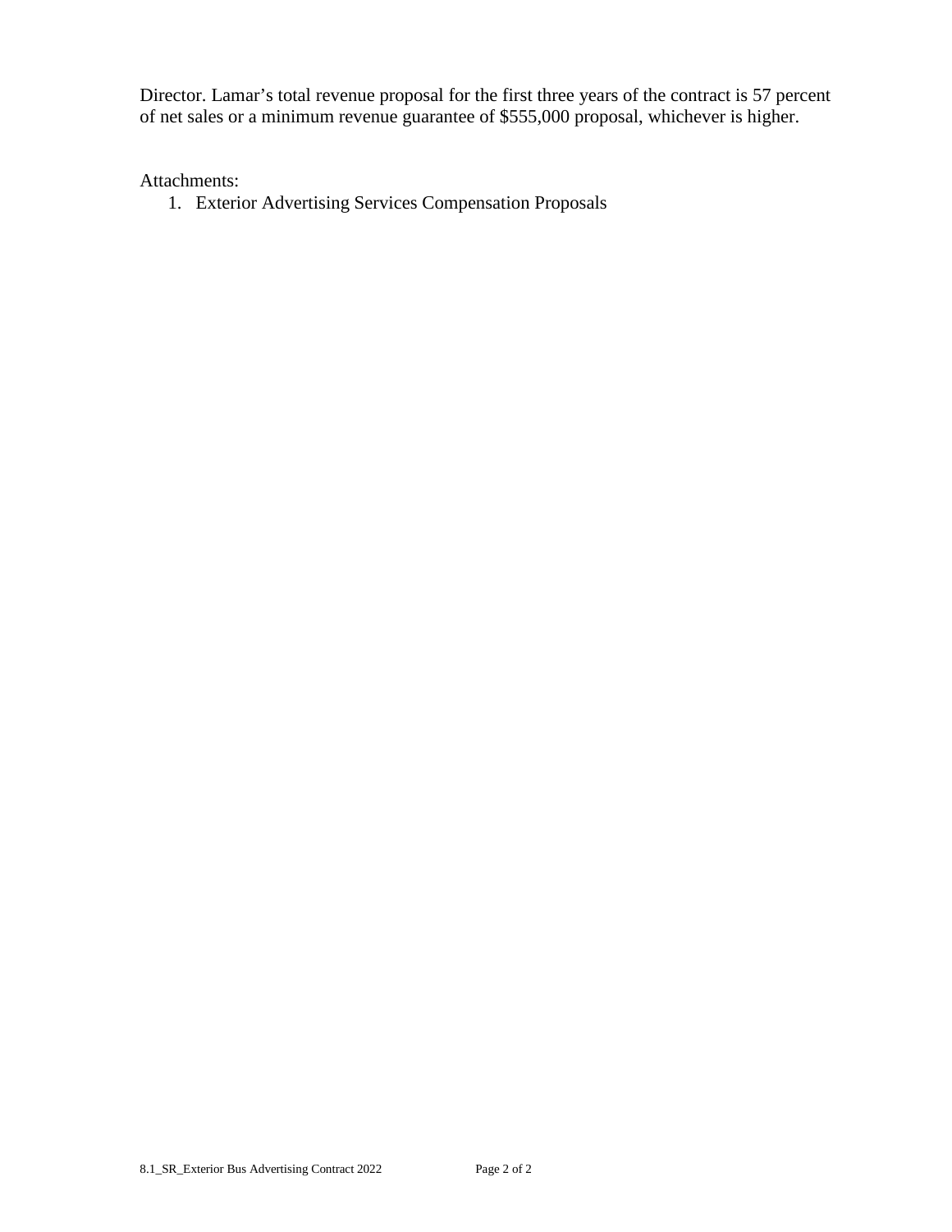Director. Lamar's total revenue proposal for the first three years of the contract is 57 percent of net sales or a minimum revenue guarantee of $555,000 proposal, whichever is higher.

Attachments:

1. Exterior Advertising Services Compensation Proposals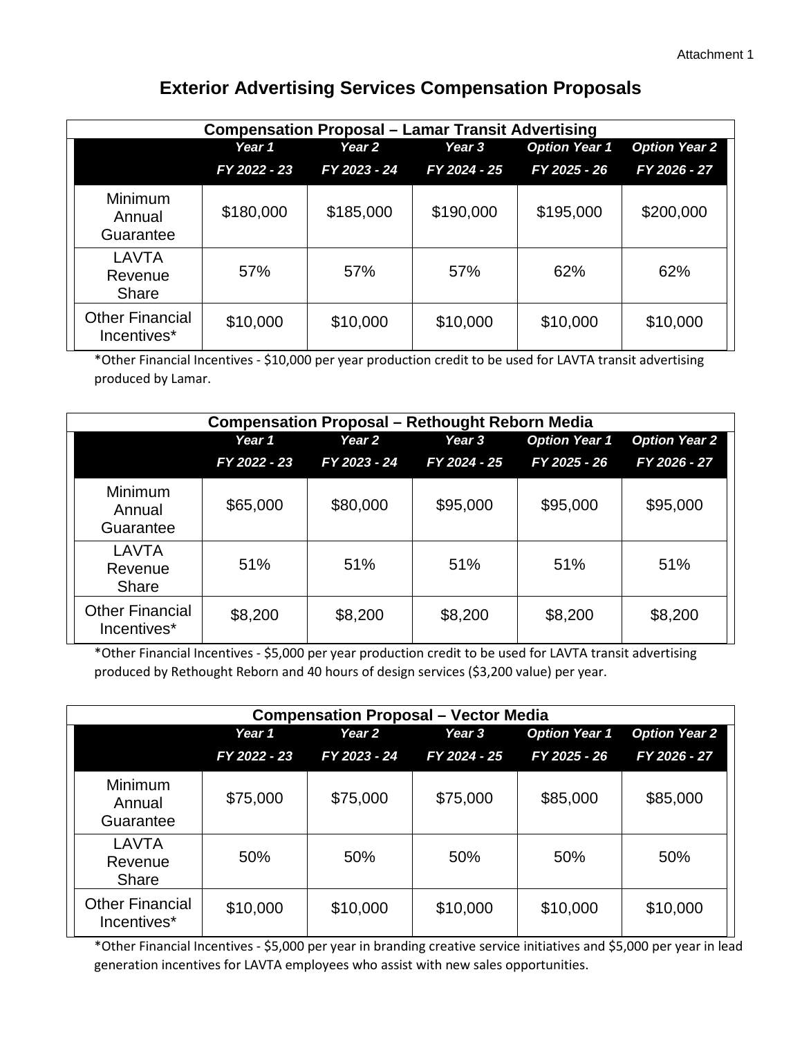Attachment 1

# Exterior Advertising Services Compensation Proposals

| Compensation Proposal – Lamar Transit Advertising | | | | | |
|---|---|---|---|---|---|
| | *Year 1*<br>*FY 2022 - 23* | *Year 2*<br>*FY 2023 - 24* | *Year 3*<br>*FY 2024 - 25* | *Option Year 1*<br>*FY 2025 - 26* | *Option Year 2*<br>*FY 2026 - 27* |
| Minimum Annual Guarantee | $180,000 | $185,000 | $190,000 | $195,000 | $200,000 |
| LAVTA Revenue Share | 57% | 57% | 57% | 62% | 62% |
| Other Financial Incentives* | $10,000 | $10,000 | $10,000 | $10,000 | $10,000 |

*Other Financial Incentives - $10,000 per year production credit to be used for LAVTA transit advertising produced by Lamar.

| Compensation Proposal – Rethought Reborn Media | | | | | |
|---|---|---|---|---|---|
| | *Year 1*<br>*FY 2022 - 23* | *Year 2*<br>*FY 2023 - 24* | *Year 3*<br>*FY 2024 - 25* | *Option Year 1*<br>*FY 2025 - 26* | *Option Year 2*<br>*FY 2026 - 27* |
| Minimum Annual Guarantee | $65,000 | $80,000 | $95,000 | $95,000 | $95,000 |
| LAVTA Revenue Share | 51% | 51% | 51% | 51% | 51% |
| Other Financial Incentives* | $8,200 | $8,200 | $8,200 | $8,200 | $8,200 |

*Other Financial Incentives - $5,000 per year production credit to be used for LAVTA transit advertising produced by Rethought Reborn and 40 hours of design services ($3,200 value) per year.

| Compensation Proposal – Vector Media | | | | | |
|---|---|---|---|---|---|
| | *Year 1*<br>*FY 2022 - 23* | *Year 2*<br>*FY 2023 - 24* | *Year 3*<br>*FY 2024 - 25* | *Option Year 1*<br>*FY 2025 - 26* | *Option Year 2*<br>*FY 2026 - 27* |
| Minimum Annual Guarantee | $75,000 | $75,000 | $75,000 | $85,000 | $85,000 |
| LAVTA Revenue Share | 50% | 50% | 50% | 50% | 50% |
| Other Financial Incentives* | $10,000 | $10,000 | $10,000 | $10,000 | $10,000 |

*Other Financial Incentives - $5,000 per year in branding creative service initiatives and $5,000 per year in lead generation incentives for LAVTA employees who assist with new sales opportunities.